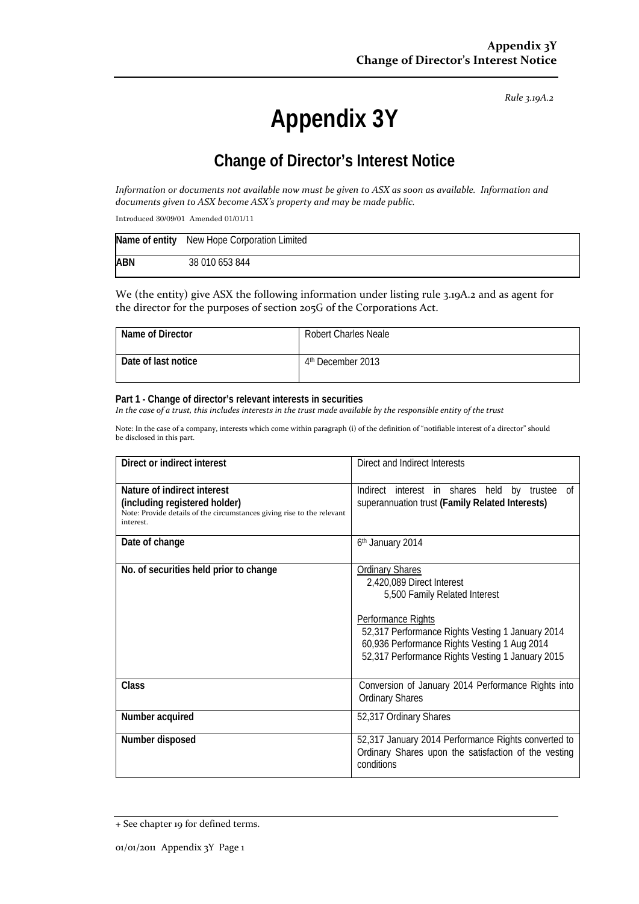*Rule 3.19A.2*

# Appendix 3Y

## Change of Director's Interest Notice

*Information or documents not available now must be given to ASX as soon as available. Information and documents given to ASX become ASX's property and may be made public.*

Introduced 30/09/01 Amended 01/01/11

| **Name of entity** | New Hope Corporation Limited |
|---|---|
| **ABN** | 38 010 653 844 |

We (the entity) give ASX the following information under listing rule 3.19A.2 and as agent for the director for the purposes of section 205G of the Corporations Act.

| **Name of Director** | Robert Charles Neale |
|---|---|
| **Date of last notice** | 4th December 2013 |

**Part 1 - Change of director's relevant interests in securities**
*In the case of a trust, this includes interests in the trust made available by the responsible entity of the trust*

Note: In the case of a company, interests which come within paragraph (i) of the definition of "notifiable interest of a director" should be disclosed in this part.

| **Direct or indirect interest** | Direct and Indirect Interests |
|---|---|
| **Nature of indirect interest (including registered holder)** Note: Provide details of the circumstances giving rise to the relevant interest. | Indirect interest in shares held by trustee of superannuation trust **(Family Related Interests)** |
| **Date of change** | 6th January 2014 |
| **No. of securities held prior to change** | Ordinary Shares<br>2,420,089 Direct Interest<br>5,500 Family Related Interest<br><br>Performance Rights<br>52,317 Performance Rights Vesting 1 January 2014<br>60,936 Performance Rights Vesting 1 Aug 2014<br>52,317 Performance Rights Vesting 1 January 2015 |
| **Class** | Conversion of January 2014 Performance Rights into Ordinary Shares |
| **Number acquired** | 52,317 Ordinary Shares |
| **Number disposed** | 52,317 January 2014 Performance Rights converted to Ordinary Shares upon the satisfaction of the vesting conditions |

+ See chapter 19 for defined terms.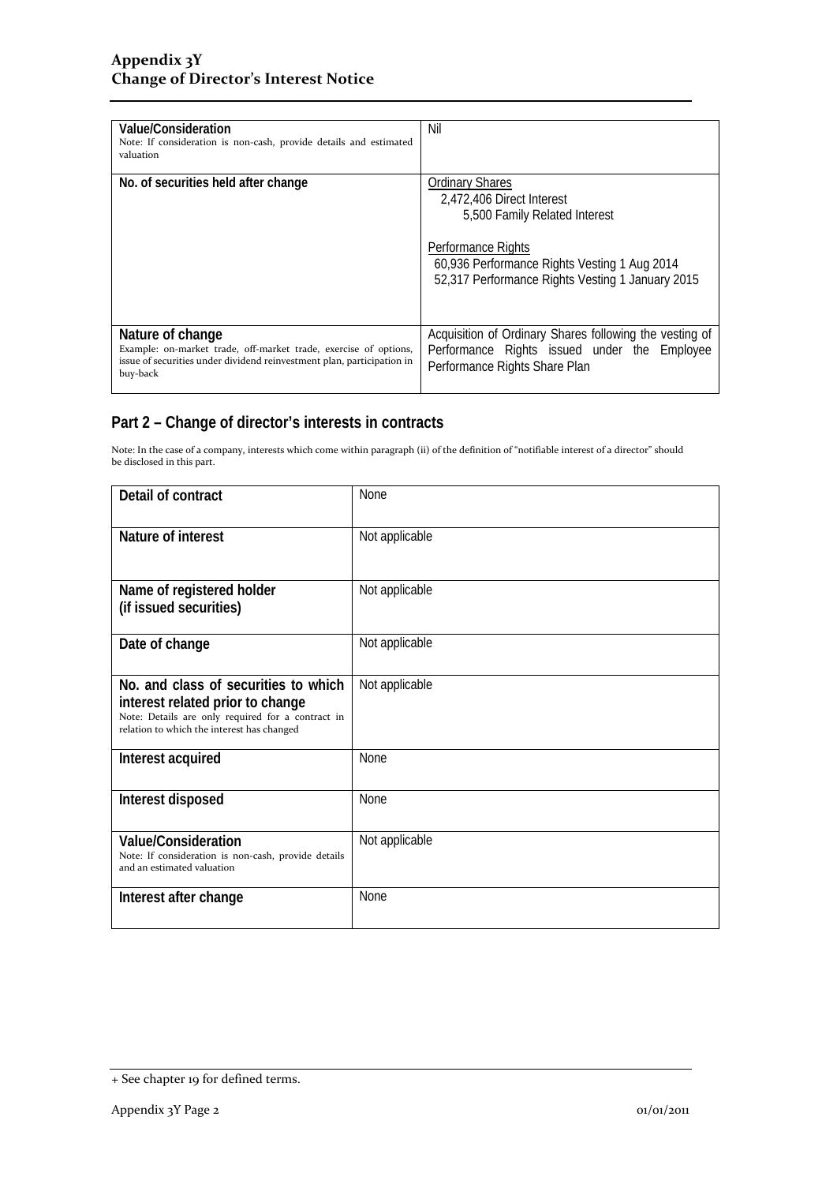| | |
|---|---|
| **Value/Consideration**<br>Note: If consideration is non-cash, provide details and estimated valuation | Nil |
| **No. of securities held after change** | Ordinary Shares<br>2,472,406 Direct Interest<br>5,500 Family Related Interest<br><br>Performance Rights<br>60,936 Performance Rights Vesting 1 Aug 2014<br>52,317 Performance Rights Vesting 1 January 2015 |
| **Nature of change**<br>Example: on-market trade, off-market trade, exercise of options, issue of securities under dividend reinvestment plan, participation in buy-back | Acquisition of Ordinary Shares following the vesting of Performance Rights issued under the Employee Performance Rights Share Plan |

## Part 2 – Change of director's interests in contracts

Note: In the case of a company, interests which come within paragraph (ii) of the definition of "notifiable interest of a director" should be disclosed in this part.

| | |
|---|---|
| **Detail of contract** | None |
| **Nature of interest** | Not applicable |
| **Name of registered holder (if issued securities)** | Not applicable |
| **Date of change** | Not applicable |
| **No. and class of securities to which interest related prior to change**<br>Note: Details are only required for a contract in relation to which the interest has changed | Not applicable |
| **Interest acquired** | None |
| **Interest disposed** | None |
| **Value/Consideration**<br>Note: If consideration is non-cash, provide details and an estimated valuation | Not applicable |
| **Interest after change** | None |

+ See chapter 19 for defined terms.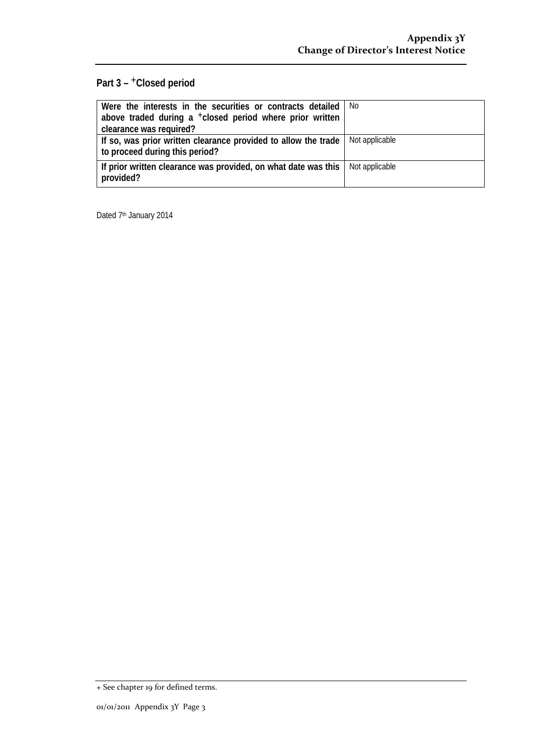## Part 3 – +Closed period

| | |
|---|---|
| **Were the interests in the securities or contracts detailed above traded during a +closed period where prior written clearance was required?** | No |
| **If so, was prior written clearance provided to allow the trade to proceed during this period?** | Not applicable |
| **If prior written clearance was provided, on what date was this provided?** | Not applicable |

Dated 7th January 2014

+ See chapter 19 for defined terms.